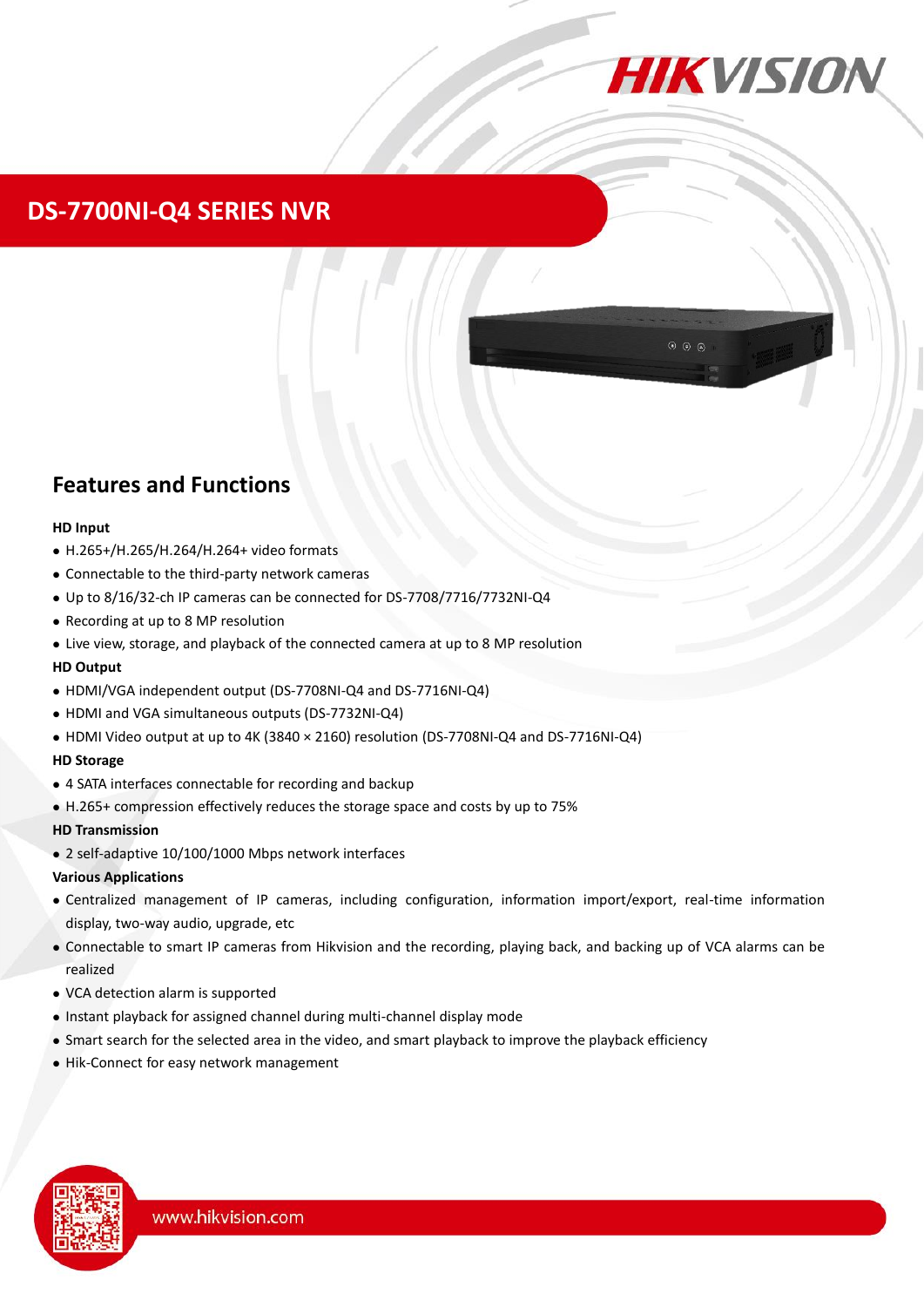# DS-7700NI-Q4 SERIES NVR

## Features and Functions

**HD Input**

- H.265+/H.265/H.264/H.264+ video formats
- Connectable to the third-party network cameras
- Up to 8/16/32-ch IP cameras can be connected for DS-7708/7716/7732NI-Q4
- Recording at up to 8 MP resolution
- Live view, storage, and playback of the connected camera at up to 8 MP resolution

**HD Output**

- HDMI/VGA independent output (DS-7708NI-Q4 and DS-7716NI-Q4)
- HDMI and VGA simultaneous outputs (DS-7732NI-Q4)
- HDMI Video output at up to 4K (3840 × 2160) resolution (DS-7708NI-Q4 and DS-7716NI-Q4)

**HD Storage**

- 4 SATA interfaces connectable for recording and backup
- H.265+ compression effectively reduces the storage space and costs by up to 75%

**HD Transmission**

- 2 self-adaptive 10/100/1000 Mbps network interfaces

**Various Applications**

- Centralized management of IP cameras, including configuration, information import/export, real-time information display, two-way audio, upgrade, etc
- Connectable to smart IP cameras from Hikvision and the recording, playing back, and backing up of VCA alarms can be realized
- VCA detection alarm is supported
- Instant playback for assigned channel during multi-channel display mode
- Smart search for the selected area in the video, and smart playback to improve the playback efficiency
- Hik-Connect for easy network management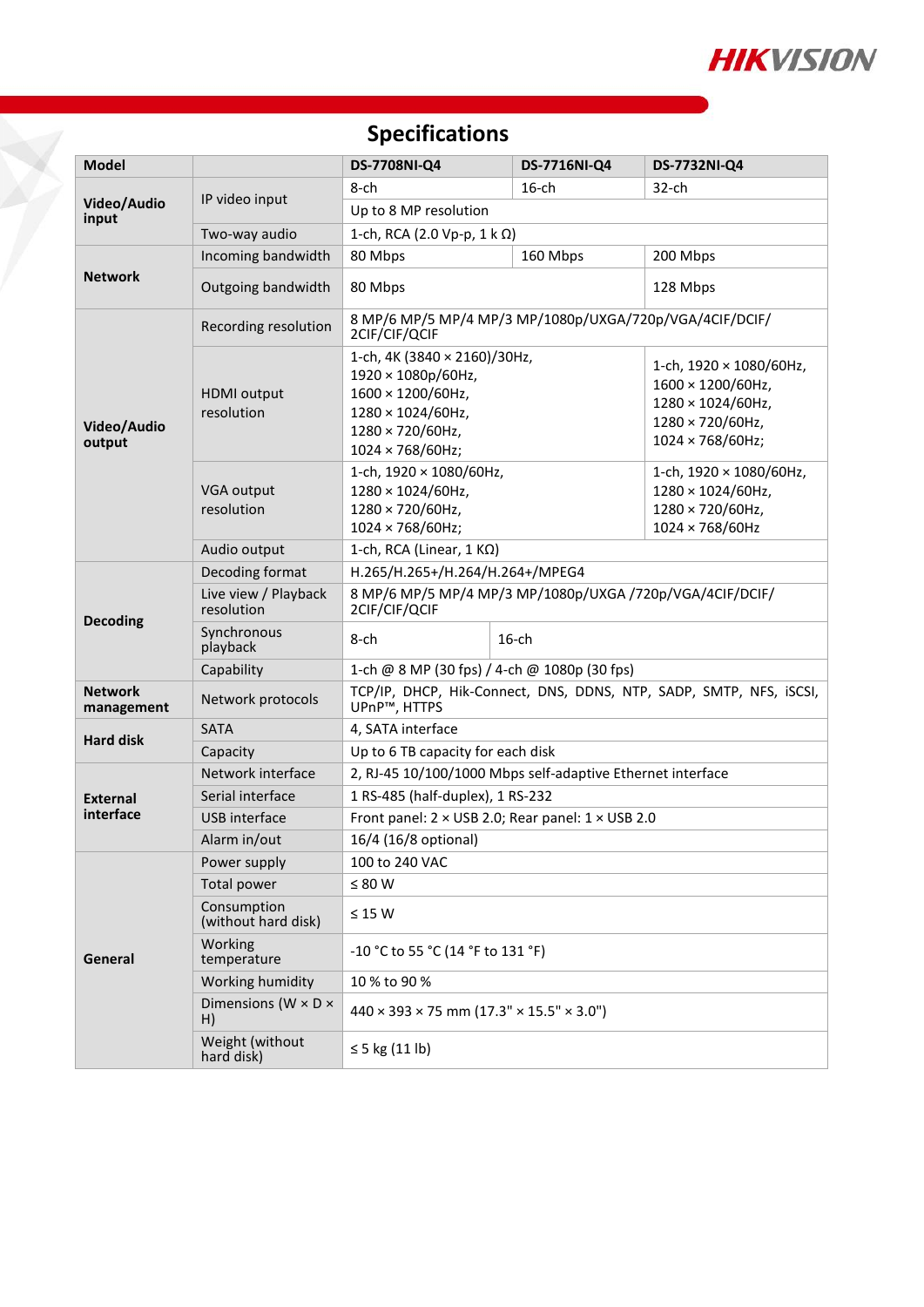# Specifications

| Model | | DS-7708NI-Q4 | DS-7716NI-Q4 | DS-7732NI-Q4 |
|---|---|---|---|---|
| Video/Audio input | IP video input | 8-ch | 16-ch | 32-ch |
| | | Up to 8 MP resolution | | |
| | Two-way audio | 1-ch, RCA (2.0 Vp-p, 1 k Ω) | | |
| Network | Incoming bandwidth | 80 Mbps | 160 Mbps | 200 Mbps |
| | Outgoing bandwidth | 80 Mbps | | 128 Mbps |
| Video/Audio output | Recording resolution | 8 MP/6 MP/5 MP/4 MP/3 MP/1080p/UXGA/720p/VGA/4CIF/DCIF/ 2CIF/CIF/QCIF | | |
| | HDMI output resolution | 1-ch, 4K (3840 × 2160)/30Hz, 1920 × 1080p/60Hz, 1600 × 1200/60Hz, 1280 × 1024/60Hz, 1280 × 720/60Hz, 1024 × 768/60Hz; | | 1-ch, 1920 × 1080/60Hz, 1600 × 1200/60Hz, 1280 × 1024/60Hz, 1280 × 720/60Hz, 1024 × 768/60Hz; |
| | VGA output resolution | 1-ch, 1920 × 1080/60Hz, 1280 × 1024/60Hz, 1280 × 720/60Hz, 1024 × 768/60Hz; | | 1-ch, 1920 × 1080/60Hz, 1280 × 1024/60Hz, 1280 × 720/60Hz, 1024 × 768/60Hz |
| | Audio output | 1-ch, RCA (Linear, 1 KΩ) | | |
| Decoding | Decoding format | H.265/H.265+/H.264/H.264+/MPEG4 | | |
| | Live view / Playback resolution | 8 MP/6 MP/5 MP/4 MP/3 MP/1080p/UXGA /720p/VGA/4CIF/DCIF/ 2CIF/CIF/QCIF | | |
| | Synchronous playback | 8-ch | 16-ch | |
| | Capability | 1-ch @ 8 MP (30 fps) / 4-ch @ 1080p (30 fps) | | |
| Network management | Network protocols | TCP/IP, DHCP, Hik-Connect, DNS, DDNS, NTP, SADP, SMTP, NFS, iSCSI, UPnP™, HTTPS | | |
| Hard disk | SATA | 4, SATA interface | | |
| | Capacity | Up to 6 TB capacity for each disk | | |
| External interface | Network interface | 2, RJ-45 10/100/1000 Mbps self-adaptive Ethernet interface | | |
| | Serial interface | 1 RS-485 (half-duplex), 1 RS-232 | | |
| | USB interface | Front panel: 2 × USB 2.0; Rear panel: 1 × USB 2.0 | | |
| | Alarm in/out | 16/4 (16/8 optional) | | |
| General | Power supply | 100 to 240 VAC | | |
| | Total power | ≤ 80 W | | |
| | Consumption (without hard disk) | ≤ 15 W | | |
| | Working temperature | -10 °C to 55 °C (14 °F to 131 °F) | | |
| | Working humidity | 10 % to 90 % | | |
| | Dimensions (W × D × H) | 440 × 393 × 75 mm (17.3" × 15.5" × 3.0") | | |
| | Weight (without hard disk) | ≤ 5 kg (11 lb) | | |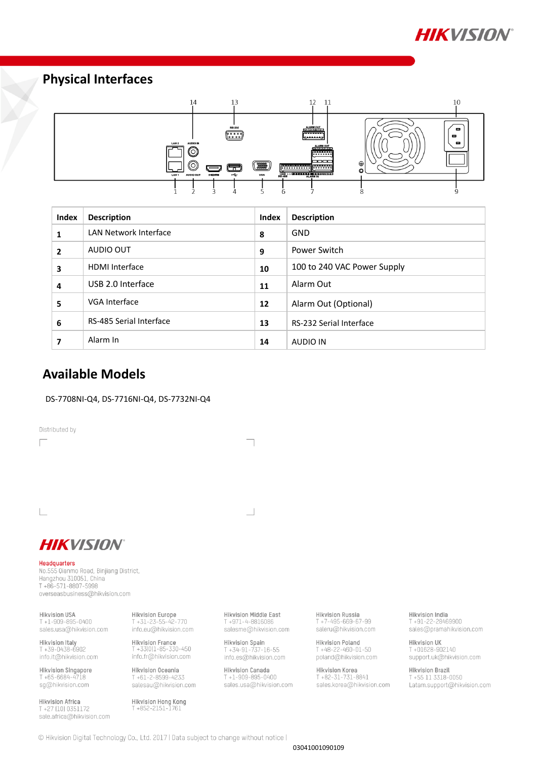## Physical Interfaces

| Index | Description | Index | Description |
|---|---|---|---|
| 1 | LAN Network Interface | 8 | GND |
| 2 | AUDIO OUT | 9 | Power Switch |
| 3 | HDMI Interface | 10 | 100 to 240 VAC Power Supply |
| 4 | USB 2.0 Interface | 11 | Alarm Out |
| 5 | VGA Interface | 12 | Alarm Out (Optional) |
| 6 | RS-485 Serial Interface | 13 | RS-232 Serial Interface |
| 7 | Alarm In | 14 | AUDIO IN |

## Available Models

DS-7708NI-Q4, DS-7716NI-Q4, DS-7732NI-Q4

Distributed by

**HIKVISION**

Headquarters
No.555 Qianmo Road, Binjiang District,
Hangzhou 310051, China
T +86-571-8807-5998
overseasbusiness@hikvision.com

Hikvision USA
T +1-909-895-0400
sales.usa@hikvision.com

Hikvision Europe
T +31-23-55-42-770
info.eu@hikvision.com

Hikvision Middle East
T +971-4-8816086
salesme@hikvision.com

Hikvision Russia
T +7-495-669-67-99
saleru@hikvision.com

Hikvision India
T +91-22-28469900
sales@pramahikvision.com

Hikvision Italy
T +39-0438-6902
info.it@hikvision.com

Hikvision France
T +33(0)1-85-330-450
info.fr@hikvision.com

Hikvision Spain
T +34-91-737-16-55
info.es@hikvision.com

Hikvision Poland
T +48-22-460-01-50
poland@hikvision.com

Hikvision UK
T +01628-902140
support.uk@hikvision.com

Hikvision Singapore
T +65-6684-4718
sg@hikvision.com

Hikvision Oceania
T +61-2-8599-4233
salesau@hikvision.com

Hikvision Canada
T +1-909-895-0400
sales.usa@hikvision.com

Hikvision Korea
T +82-31-731-8841
sales.korea@hikvision.com

Hikvision Brazil
T +55 11 3318-0050
Latam.support@hikvision.com

Hikvision Africa
T +27 (10) 0351172
sale.africa@hikvision.com

Hikvision Hong Kong
T +852-2151-1761

© Hikvision Digital Technology Co., Ltd. 2017 | Data subject to change without notice |

03041001090109